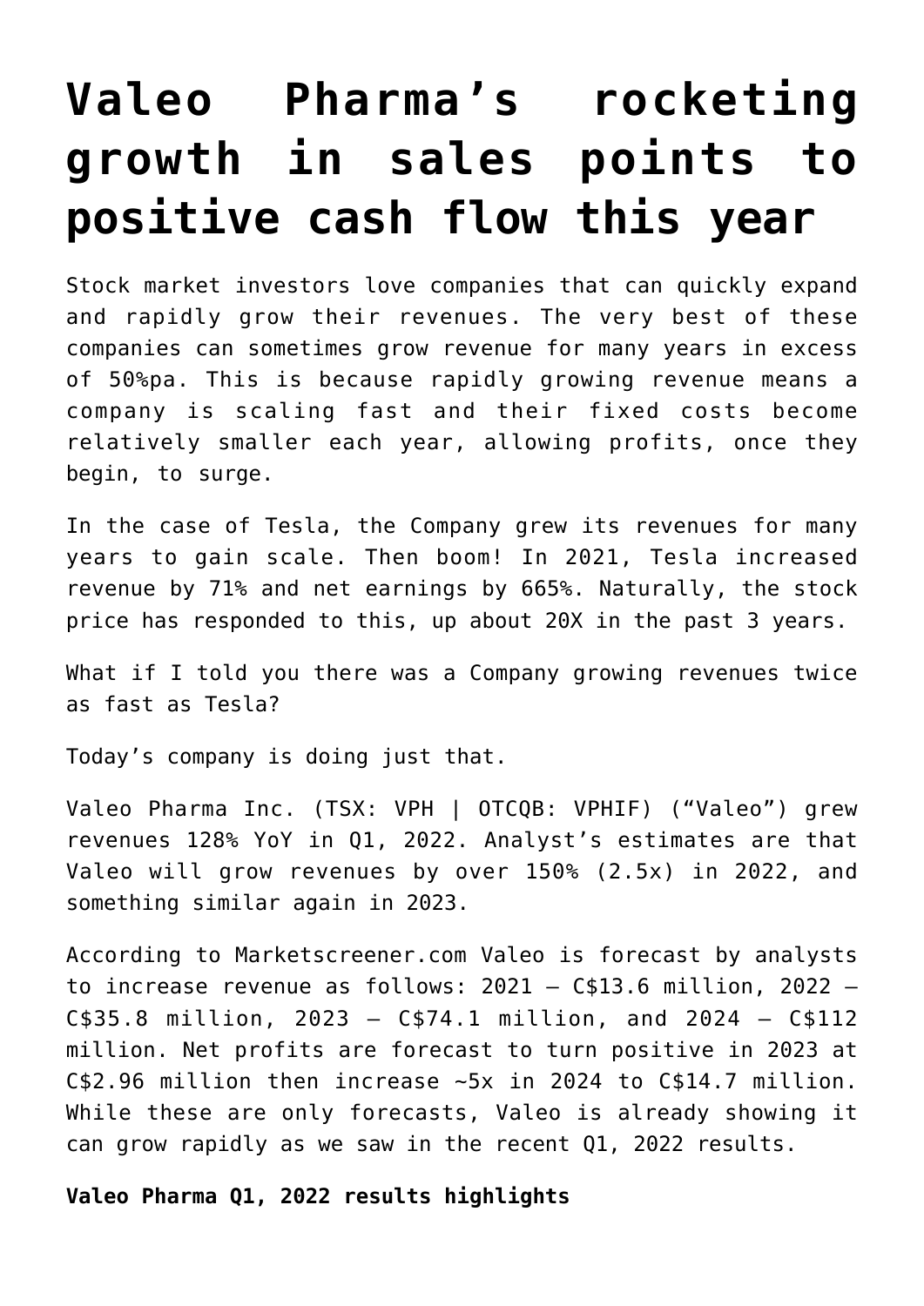# Valeo Pharma's rocketing growth in sales points to positive cash flow this year

Stock market investors love companies that can quickly expand and rapidly grow their revenues. The very best of these companies can sometimes grow revenue for many years in excess of 50%pa. This is because rapidly growing revenue means a company is scaling fast and their fixed costs become relatively smaller each year, allowing profits, once they begin, to surge.

In the case of Tesla, the Company grew its revenues for many years to gain scale. Then boom! In 2021, Tesla increased revenue by 71% and net earnings by 665%. Naturally, the stock price has responded to this, up about 20X in the past 3 years.

What if I told you there was a Company growing revenues twice as fast as Tesla?

Today's company is doing just that.

Valeo Pharma Inc. (TSX: VPH | OTCQB: VPHIF) ("Valeo") grew revenues 128% YoY in Q1, 2022. Analyst's estimates are that Valeo will grow revenues by over 150% (2.5x) in 2022, and something similar again in 2023.

According to Marketscreener.com Valeo is forecast by analysts to increase revenue as follows: 2021 – C$13.6 million, 2022 – C$35.8 million, 2023 – C$74.1 million, and 2024 – C$112 million. Net profits are forecast to turn positive in 2023 at C$2.96 million then increase ~5x in 2024 to C$14.7 million. While these are only forecasts, Valeo is already showing it can grow rapidly as we saw in the recent Q1, 2022 results.

**Valeo Pharma Q1, 2022 results highlights**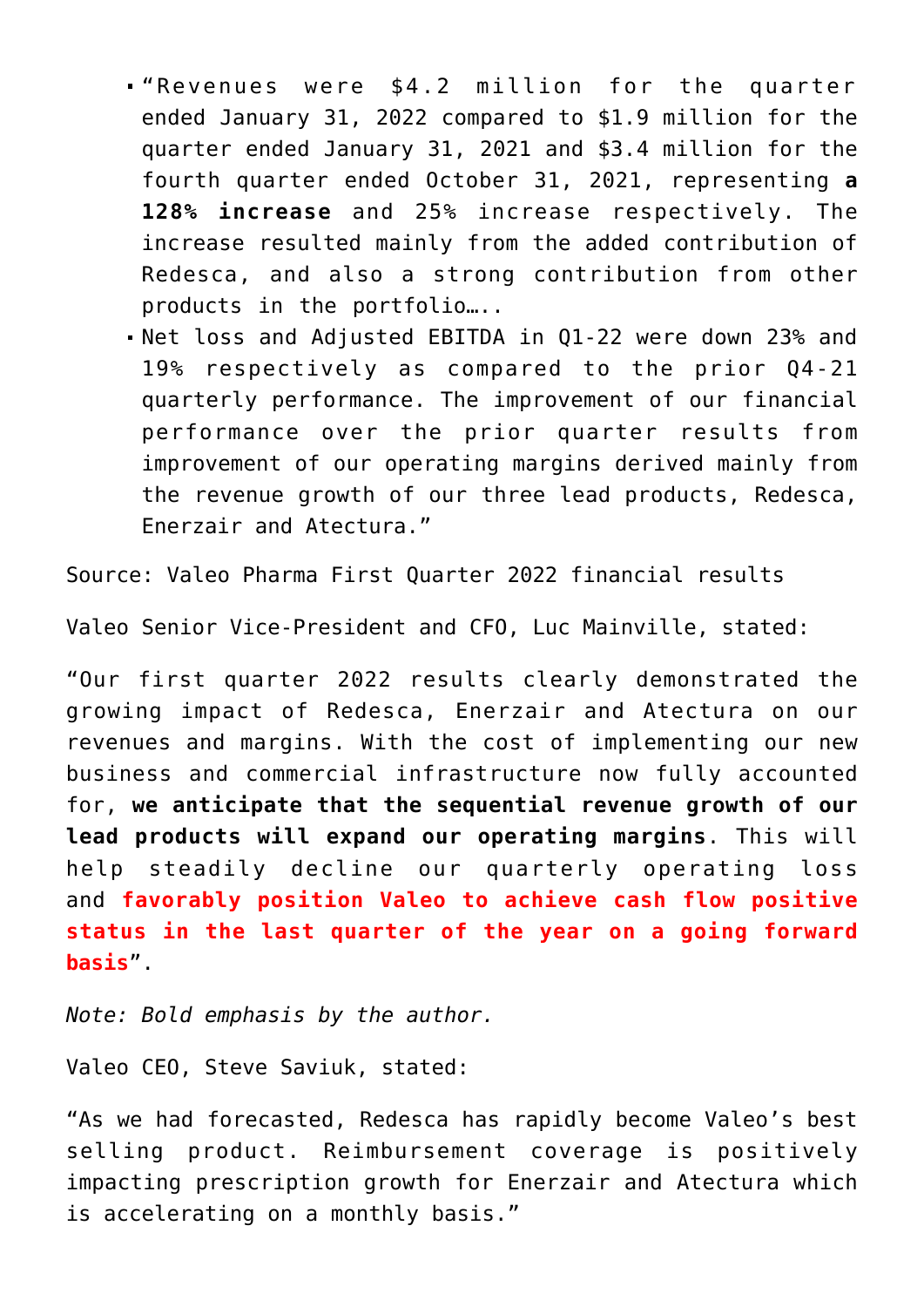- "Revenues were $4.2 million for the quarter ended January 31, 2022 compared to $1.9 million for the quarter ended January 31, 2021 and $3.4 million for the fourth quarter ended October 31, 2021, representing **a 128% increase** and 25% increase respectively. The increase resulted mainly from the added contribution of Redesca, and also a strong contribution from other products in the portfolio…..
- Net loss and Adjusted EBITDA in Q1-22 were down 23% and 19% respectively as compared to the prior Q4-21 quarterly performance. The improvement of our financial performance over the prior quarter results from improvement of our operating margins derived mainly from the revenue growth of our three lead products, Redesca, Enerzair and Atectura."

Source: Valeo Pharma First Quarter 2022 financial results

Valeo Senior Vice-President and CFO, Luc Mainville, stated:

"Our first quarter 2022 results clearly demonstrated the growing impact of Redesca, Enerzair and Atectura on our revenues and margins. With the cost of implementing our new business and commercial infrastructure now fully accounted for, **we anticipate that the sequential revenue growth of our lead products will expand our operating margins**. This will help steadily decline our quarterly operating loss and **favorably position Valeo to achieve cash flow positive status in the last quarter of the year on a going forward basis**".

*Note: Bold emphasis by the author.*

Valeo CEO, Steve Saviuk, stated:

"As we had forecasted, Redesca has rapidly become Valeo's best selling product. Reimbursement coverage is positively impacting prescription growth for Enerzair and Atectura which is accelerating on a monthly basis."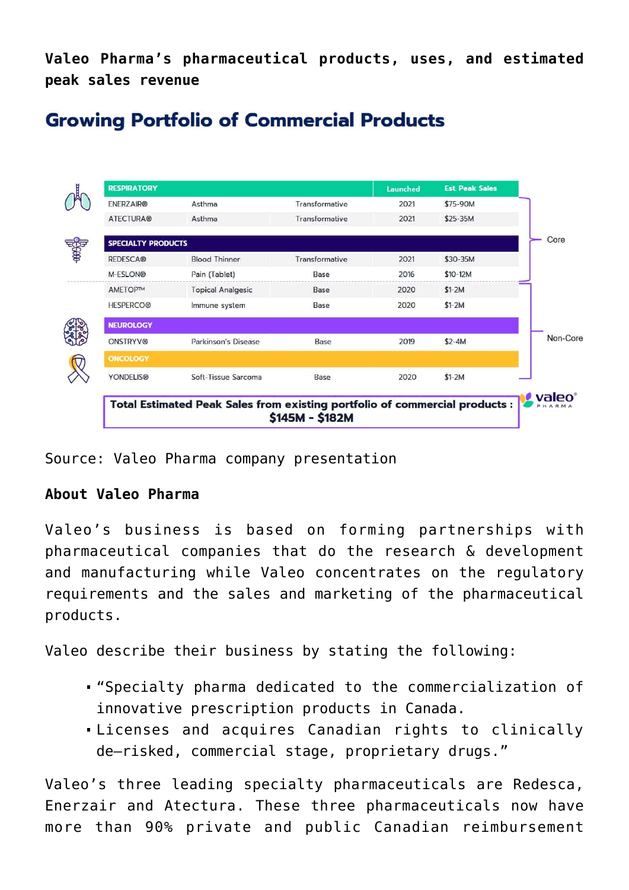**Valeo Pharma's pharmaceutical products, uses, and estimated peak sales revenue**

## Growing Portfolio of Commercial Products

| RESPIRATORY | | | Launched | Est Peak Sales | |
|---|---|---|---|---|---|
| ENERZAIR® | Asthma | Transformative | 2021 | $75-90M | Core |
| ATECTURA® | Asthma | Transformative | 2021 | $25-35M | Core |
| **SPECIALTY PRODUCTS** | | | | | |
| REDESCA® | Blood Thinner | Transformative | 2021 | $30-35M | Core |
| M-ESLON® | Pain (Tablet) | Base | 2016 | $10-12M | Core |
| AMETOP™ | Topical Analgesic | Base | 2020 | $1-2M | Non-Core |
| HESPERCO® | Immune system | Base | 2020 | $1-2M | Non-Core |
| **NEUROLOGY** | | | | | |
| ONSTRYV® | Parkinson's Disease | Base | 2019 | $2-4M | Non-Core |
| **ONCOLOGY** | | | | | |
| YONDELIS® | Soft-Tissue Sarcoma | Base | 2020 | $1-2M | Non-Core |

**Total Estimated Peak Sales from existing portfolio of commercial products : $145M - $182M**

Source: Valeo Pharma company presentation

**About Valeo Pharma**

Valeo's business is based on forming partnerships with pharmaceutical companies that do the research & development and manufacturing while Valeo concentrates on the regulatory requirements and the sales and marketing of the pharmaceutical products.

Valeo describe their business by stating the following:

- "Specialty pharma dedicated to the commercialization of innovative prescription products in Canada.
- Licenses and acquires Canadian rights to clinically de-risked, commercial stage, proprietary drugs."

Valeo's three leading specialty pharmaceuticals are Redesca, Enerzair and Atectura. These three pharmaceuticals now have more than 90% private and public Canadian reimbursement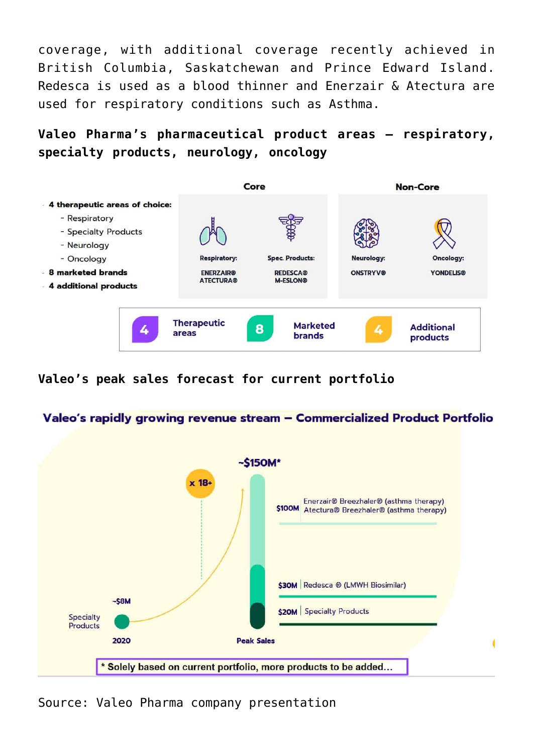coverage, with additional coverage recently achieved in British Columbia, Saskatchewan and Prince Edward Island. Redesca is used as a blood thinner and Enerzair & Atectura are used for respiratory conditions such as Asthma.

**Valeo Pharma's pharmaceutical product areas – respiratory, specialty products, neurology, oncology**

- 4 therapeutic areas of choice:
  - Respiratory
  - Specialty Products
  - Neurology
  - Oncology
- 8 marketed brands
- 4 additional products

| Core | | Non-Core | |
|---|---|---|---|
| Respiratory: | Spec. Products: | Neurology: | Oncology: |
| ENERZAIR® ATECTURA® | REDESCA® M-ESLON® | ONSTRYV® | YONDELIS® |

4 Therapeutic areas | 8 Marketed brands | 4 Additional products

**Valeo's peak sales forecast for current portfolio**

**Valeo's rapidly growing revenue stream – Commercialized Product Portfolio**

- 2020: ~$8M Specialty Products
- x 18+
- Peak Sales: ~$150M*
  - $100M | Enerzair® Breezhaler® (asthma therapy), Atectura® Breezhaler® (asthma therapy)
  - $30M | Redesca ® (LMWH Biosimilar)
  - $20M | Specialty Products

\* Solely based on current portfolio, more products to be added…

Source: Valeo Pharma company presentation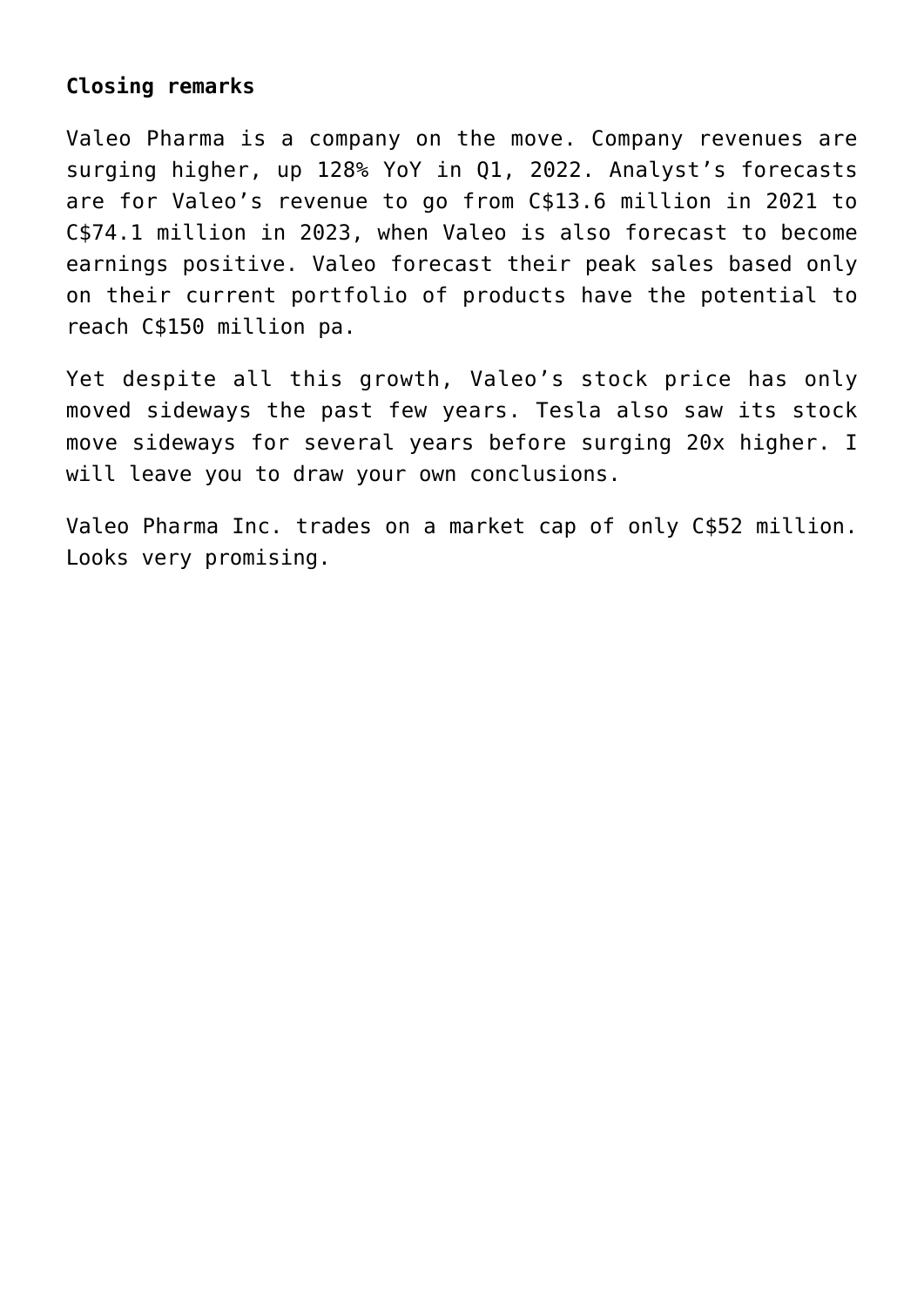**Closing remarks**

Valeo Pharma is a company on the move. Company revenues are surging higher, up 128% YoY in Q1, 2022. Analyst's forecasts are for Valeo's revenue to go from C$13.6 million in 2021 to C$74.1 million in 2023, when Valeo is also forecast to become earnings positive. Valeo forecast their peak sales based only on their current portfolio of products have the potential to reach C$150 million pa.

Yet despite all this growth, Valeo's stock price has only moved sideways the past few years. Tesla also saw its stock move sideways for several years before surging 20x higher. I will leave you to draw your own conclusions.

Valeo Pharma Inc. trades on a market cap of only C$52 million. Looks very promising.